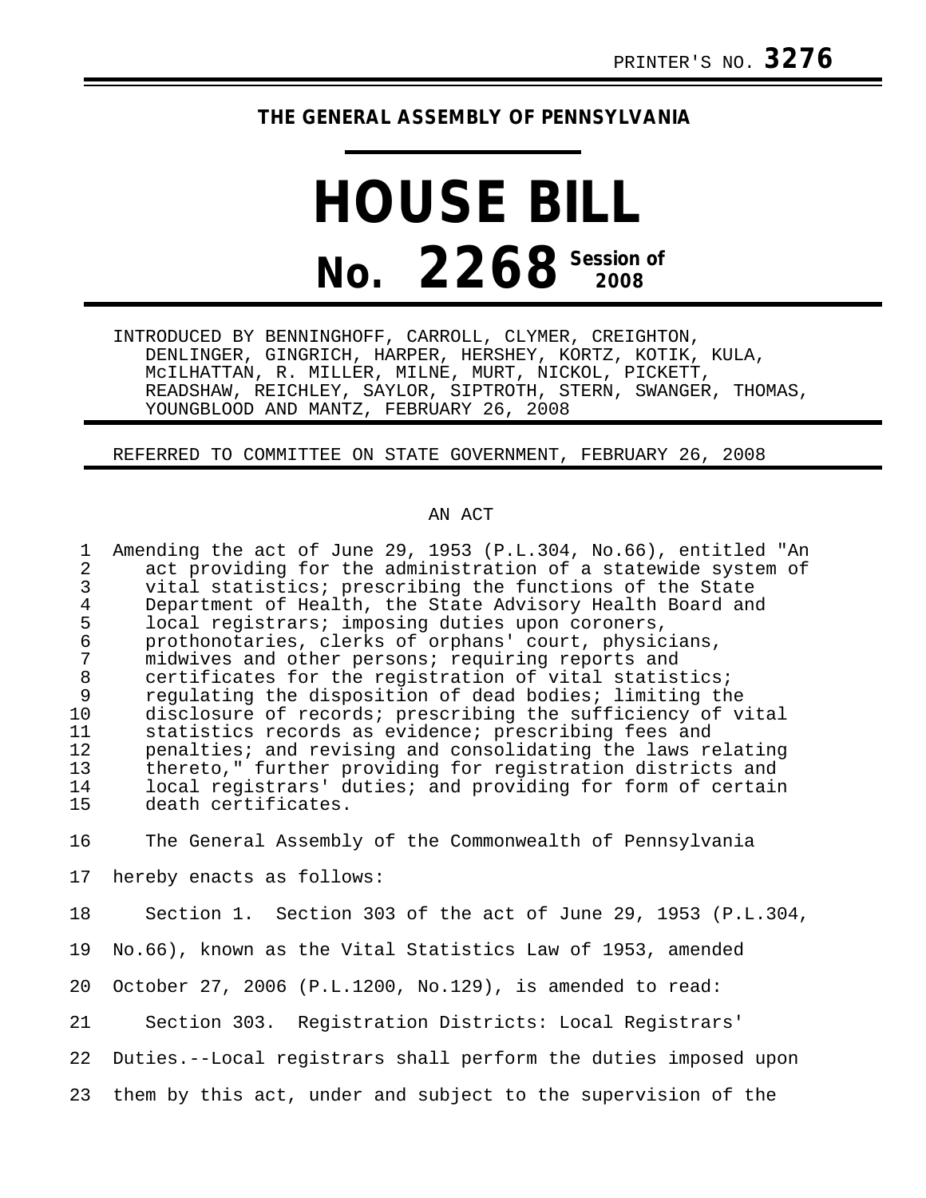PRINTER'S NO. **3276**

**THE GENERAL ASSEMBLY OF PENNSYLVANIA**

# HOUSE BILL

# No. 2268 Session of 2008

INTRODUCED BY BENNINGHOFF, CARROLL, CLYMER, CREIGHTON, DENLINGER, GINGRICH, HARPER, HERSHEY, KORTZ, KOTIK, KULA, McILHATTAN, R. MILLER, MILNE, MURT, NICKOL, PICKETT, READSHAW, REICHLEY, SAYLOR, SIPTROTH, STERN, SWANGER, THOMAS, YOUNGBLOOD AND MANTZ, FEBRUARY 26, 2008

REFERRED TO COMMITTEE ON STATE GOVERNMENT, FEBRUARY 26, 2008

AN ACT

Amending the act of June 29, 1953 (P.L.304, No.66), entitled "An act providing for the administration of a statewide system of vital statistics; prescribing the functions of the State Department of Health, the State Advisory Health Board and local registrars; imposing duties upon coroners, prothonotaries, clerks of orphans' court, physicians, midwives and other persons; requiring reports and certificates for the registration of vital statistics; regulating the disposition of dead bodies; limiting the disclosure of records; prescribing the sufficiency of vital statistics records as evidence; prescribing fees and penalties; and revising and consolidating the laws relating thereto," further providing for registration districts and local registrars' duties; and providing for form of certain death certificates.

The General Assembly of the Commonwealth of Pennsylvania hereby enacts as follows:

Section 1. Section 303 of the act of June 29, 1953 (P.L.304, No.66), known as the Vital Statistics Law of 1953, amended October 27, 2006 (P.L.1200, No.129), is amended to read:

Section 303. Registration Districts: Local Registrars' Duties.--Local registrars shall perform the duties imposed upon them by this act, under and subject to the supervision of the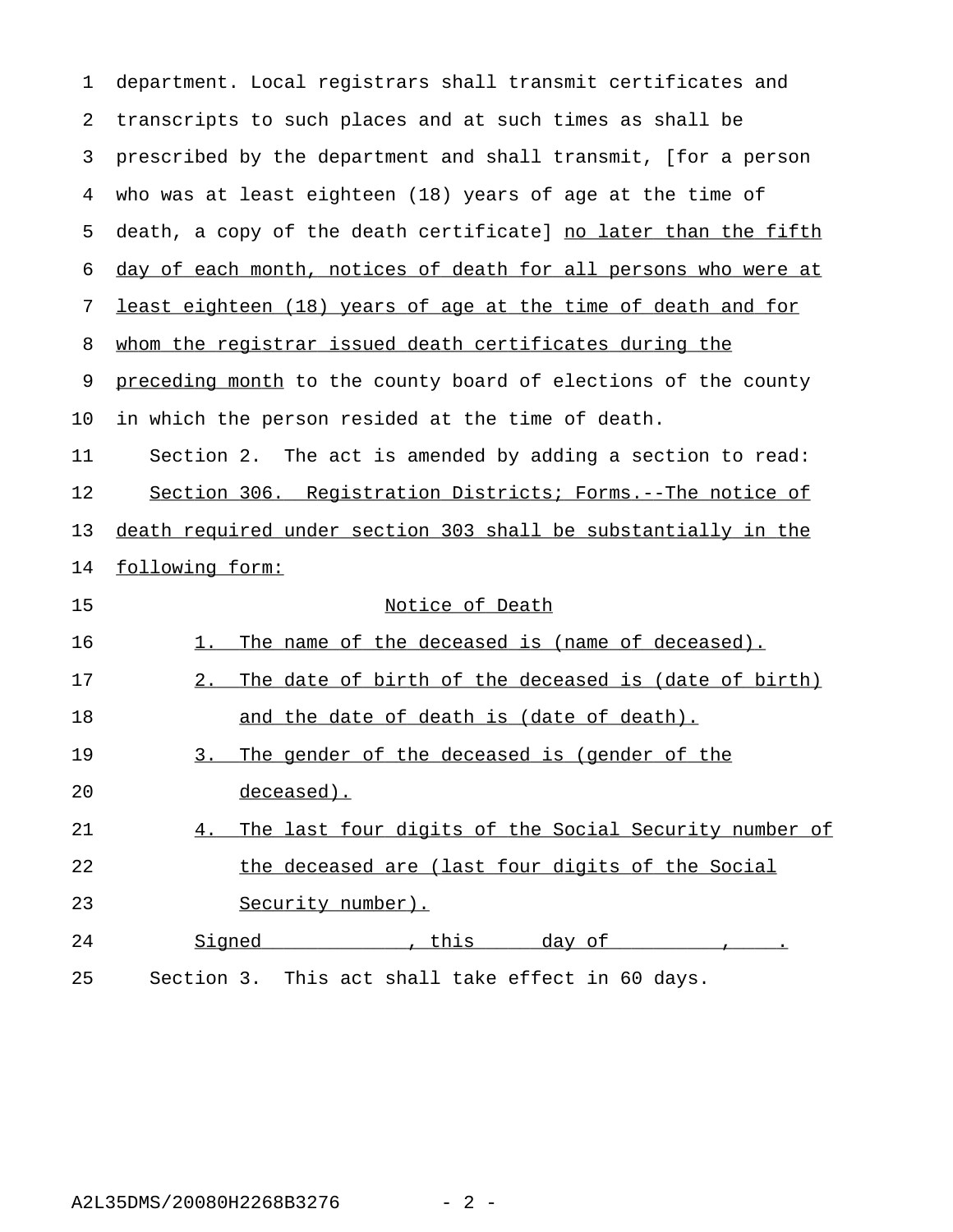department. Local registrars shall transmit certificates and transcripts to such places and at such times as shall be prescribed by the department and shall transmit, [for a person who was at least eighteen (18) years of age at the time of death, a copy of the death certificate] no later than the fifth day of each month, notices of death for all persons who were at least eighteen (18) years of age at the time of death and for whom the registrar issued death certificates during the preceding month to the county board of elections of the county in which the person resided at the time of death.

Section 2. The act is amended by adding a section to read:

Section 306. Registration Districts; Forms.--The notice of death required under section 303 shall be substantially in the following form:

Notice of Death

1. The name of the deceased is (name of deceased).
2. The date of birth of the deceased is (date of birth) and the date of death is (date of death).
3. The gender of the deceased is (gender of the deceased).
4. The last four digits of the Social Security number of the deceased are (last four digits of the Social Security number).

Signed ___________, this ____ day of ________, ___.

Section 3. This act shall take effect in 60 days.

A2L35DMS/20080H2268B3276